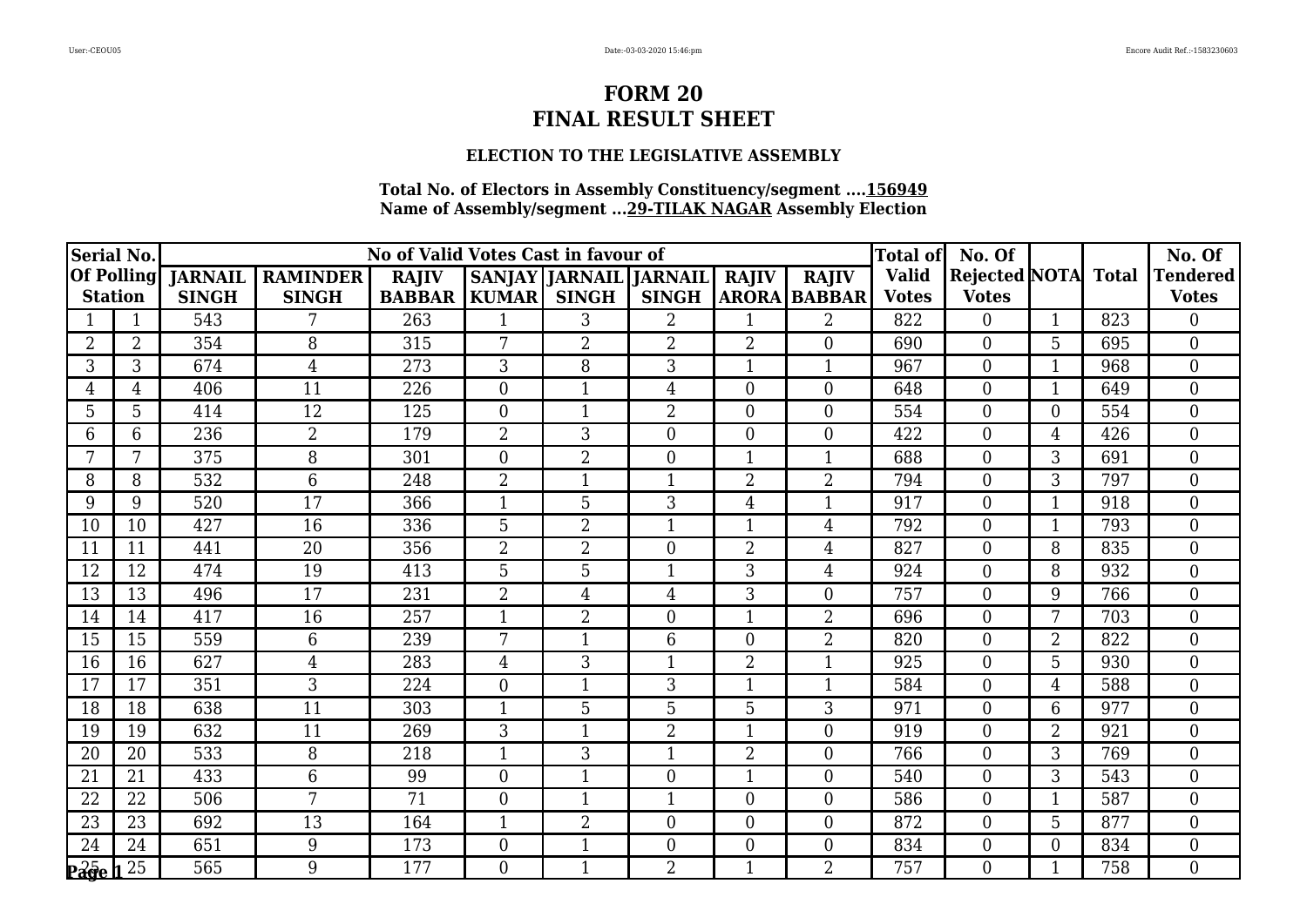# FORM 20
# FINAL RESULT SHEET

### ELECTION TO THE LEGISLATIVE ASSEMBLY

**Total No. of Electors in Assembly Constituency/segment ....156949**
**Name of Assembly/segment ...29-TILAK NAGAR Assembly Election**

| Serial No. Of Polling Station | | No of Valid Votes Cast in favour of | | | | | | | | Total of Valid Votes | No. Of Rejected Votes | NOTA | Total | No. Of Tendered Votes |
|---|---|---|---|---|---|---|---|---|---|---|---|---|---|---|
| | | JARNAIL SINGH | RAMINDER SINGH | RAJIV BABBAR | SANJAY KUMAR | JARNAIL SINGH | JARNAIL SINGH | RAJIV ARORA | RAJIV BABBAR | | | | | |
| 1 | 1 | 543 | 7 | 263 | 1 | 3 | 2 | 1 | 2 | 822 | 0 | 1 | 823 | 0 |
| 2 | 2 | 354 | 8 | 315 | 7 | 2 | 2 | 2 | 0 | 690 | 0 | 5 | 695 | 0 |
| 3 | 3 | 674 | 4 | 273 | 3 | 8 | 3 | 1 | 1 | 967 | 0 | 1 | 968 | 0 |
| 4 | 4 | 406 | 11 | 226 | 0 | 1 | 4 | 0 | 0 | 648 | 0 | 1 | 649 | 0 |
| 5 | 5 | 414 | 12 | 125 | 0 | 1 | 2 | 0 | 0 | 554 | 0 | 0 | 554 | 0 |
| 6 | 6 | 236 | 2 | 179 | 2 | 3 | 0 | 0 | 0 | 422 | 0 | 4 | 426 | 0 |
| 7 | 7 | 375 | 8 | 301 | 0 | 2 | 0 | 1 | 1 | 688 | 0 | 3 | 691 | 0 |
| 8 | 8 | 532 | 6 | 248 | 2 | 1 | 1 | 2 | 2 | 794 | 0 | 3 | 797 | 0 |
| 9 | 9 | 520 | 17 | 366 | 1 | 5 | 3 | 4 | 1 | 917 | 0 | 1 | 918 | 0 |
| 10 | 10 | 427 | 16 | 336 | 5 | 2 | 1 | 1 | 4 | 792 | 0 | 1 | 793 | 0 |
| 11 | 11 | 441 | 20 | 356 | 2 | 2 | 0 | 2 | 4 | 827 | 0 | 8 | 835 | 0 |
| 12 | 12 | 474 | 19 | 413 | 5 | 5 | 1 | 3 | 4 | 924 | 0 | 8 | 932 | 0 |
| 13 | 13 | 496 | 17 | 231 | 2 | 4 | 4 | 3 | 0 | 757 | 0 | 9 | 766 | 0 |
| 14 | 14 | 417 | 16 | 257 | 1 | 2 | 0 | 1 | 2 | 696 | 0 | 7 | 703 | 0 |
| 15 | 15 | 559 | 6 | 239 | 7 | 1 | 6 | 0 | 2 | 820 | 0 | 2 | 822 | 0 |
| 16 | 16 | 627 | 4 | 283 | 4 | 3 | 1 | 2 | 1 | 925 | 0 | 5 | 930 | 0 |
| 17 | 17 | 351 | 3 | 224 | 0 | 1 | 3 | 1 | 1 | 584 | 0 | 4 | 588 | 0 |
| 18 | 18 | 638 | 11 | 303 | 1 | 5 | 5 | 5 | 3 | 971 | 0 | 6 | 977 | 0 |
| 19 | 19 | 632 | 11 | 269 | 3 | 1 | 2 | 1 | 0 | 919 | 0 | 2 | 921 | 0 |
| 20 | 20 | 533 | 8 | 218 | 1 | 3 | 1 | 2 | 0 | 766 | 0 | 3 | 769 | 0 |
| 21 | 21 | 433 | 6 | 99 | 0 | 1 | 0 | 1 | 0 | 540 | 0 | 3 | 543 | 0 |
| 22 | 22 | 506 | 7 | 71 | 0 | 1 | 1 | 0 | 0 | 586 | 0 | 1 | 587 | 0 |
| 23 | 23 | 692 | 13 | 164 | 1 | 2 | 0 | 0 | 0 | 872 | 0 | 5 | 877 | 0 |
| 24 | 24 | 651 | 9 | 173 | 0 | 1 | 0 | 0 | 0 | 834 | 0 | 0 | 834 | 0 |
| 25 | 25 | 565 | 9 | 177 | 0 | 1 | 2 | 1 | 2 | 757 | 0 | 1 | 758 | 0 |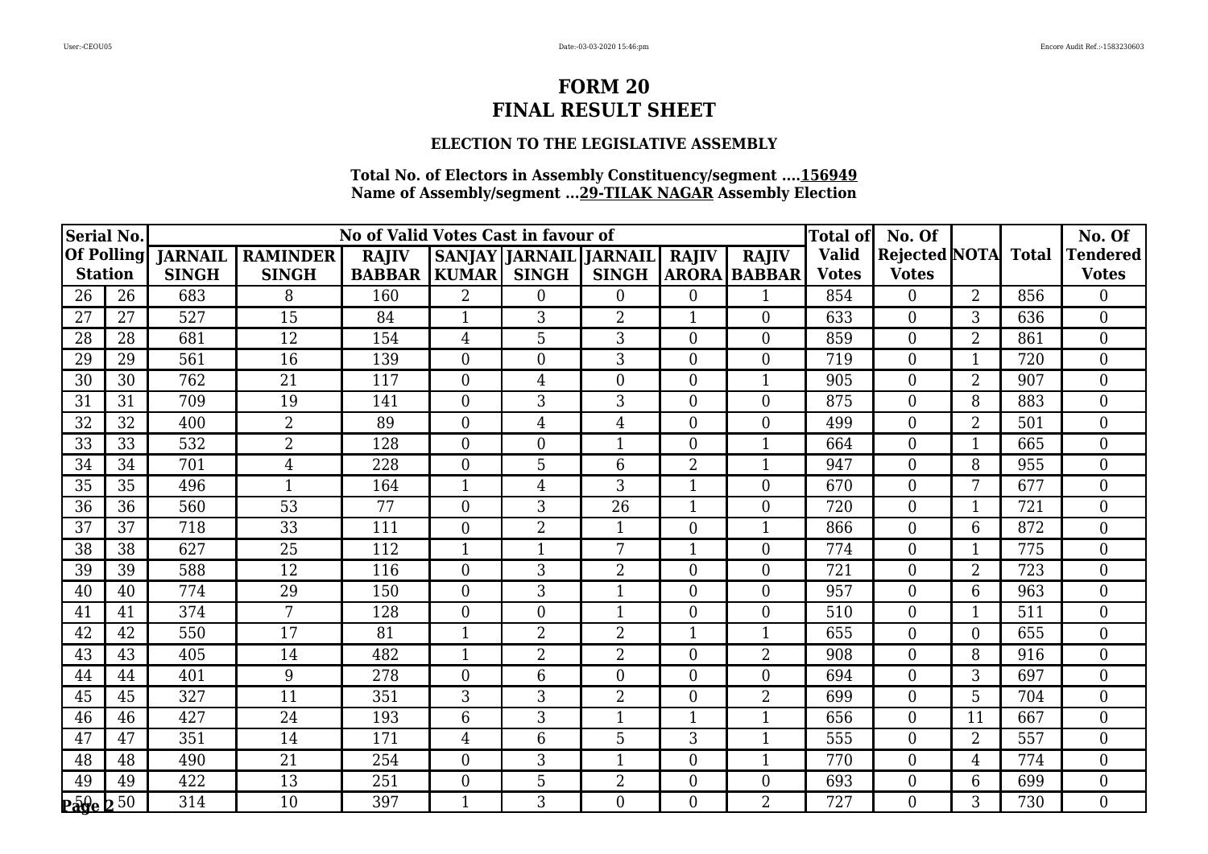# FORM 20
# FINAL RESULT SHEET

### ELECTION TO THE LEGISLATIVE ASSEMBLY

**Total No. of Electors in Assembly Constituency/segment ....156949**
**Name of Assembly/segment ...29-TILAK NAGAR Assembly Election**

| Serial No. Of Polling Station | | No of Valid Votes Cast in favour of | | | | | | | | Total of Valid Votes | No. Of Rejected Votes | NOTA | Total | No. Of Tendered Votes |
|---|---|---|---|---|---|---|---|---|---|---|---|---|---|---|
| | | JARNAIL SINGH | RAMINDER SINGH | RAJIV BABBAR | SANJAY KUMAR | JARNAIL SINGH | JARNAIL SINGH | RAJIV ARORA | RAJIV BABBAR | | | | | |
| 26 | 26 | 683 | 8 | 160 | 2 | 0 | 0 | 0 | 1 | 854 | 0 | 2 | 856 | 0 |
| 27 | 27 | 527 | 15 | 84 | 1 | 3 | 2 | 1 | 0 | 633 | 0 | 3 | 636 | 0 |
| 28 | 28 | 681 | 12 | 154 | 4 | 5 | 3 | 0 | 0 | 859 | 0 | 2 | 861 | 0 |
| 29 | 29 | 561 | 16 | 139 | 0 | 0 | 3 | 0 | 0 | 719 | 0 | 1 | 720 | 0 |
| 30 | 30 | 762 | 21 | 117 | 0 | 4 | 0 | 0 | 1 | 905 | 0 | 2 | 907 | 0 |
| 31 | 31 | 709 | 19 | 141 | 0 | 3 | 3 | 0 | 0 | 875 | 0 | 8 | 883 | 0 |
| 32 | 32 | 400 | 2 | 89 | 0 | 4 | 4 | 0 | 0 | 499 | 0 | 2 | 501 | 0 |
| 33 | 33 | 532 | 2 | 128 | 0 | 0 | 1 | 0 | 1 | 664 | 0 | 1 | 665 | 0 |
| 34 | 34 | 701 | 4 | 228 | 0 | 5 | 6 | 2 | 1 | 947 | 0 | 8 | 955 | 0 |
| 35 | 35 | 496 | 1 | 164 | 1 | 4 | 3 | 1 | 0 | 670 | 0 | 7 | 677 | 0 |
| 36 | 36 | 560 | 53 | 77 | 0 | 3 | 26 | 1 | 0 | 720 | 0 | 1 | 721 | 0 |
| 37 | 37 | 718 | 33 | 111 | 0 | 2 | 1 | 0 | 1 | 866 | 0 | 6 | 872 | 0 |
| 38 | 38 | 627 | 25 | 112 | 1 | 1 | 7 | 1 | 0 | 774 | 0 | 1 | 775 | 0 |
| 39 | 39 | 588 | 12 | 116 | 0 | 3 | 2 | 0 | 0 | 721 | 0 | 2 | 723 | 0 |
| 40 | 40 | 774 | 29 | 150 | 0 | 3 | 1 | 0 | 0 | 957 | 0 | 6 | 963 | 0 |
| 41 | 41 | 374 | 7 | 128 | 0 | 0 | 1 | 0 | 0 | 510 | 0 | 1 | 511 | 0 |
| 42 | 42 | 550 | 17 | 81 | 1 | 2 | 2 | 1 | 1 | 655 | 0 | 0 | 655 | 0 |
| 43 | 43 | 405 | 14 | 482 | 1 | 2 | 2 | 0 | 2 | 908 | 0 | 8 | 916 | 0 |
| 44 | 44 | 401 | 9 | 278 | 0 | 6 | 0 | 0 | 0 | 694 | 0 | 3 | 697 | 0 |
| 45 | 45 | 327 | 11 | 351 | 3 | 3 | 2 | 0 | 2 | 699 | 0 | 5 | 704 | 0 |
| 46 | 46 | 427 | 24 | 193 | 6 | 3 | 1 | 1 | 1 | 656 | 0 | 11 | 667 | 0 |
| 47 | 47 | 351 | 14 | 171 | 4 | 6 | 5 | 3 | 1 | 555 | 0 | 2 | 557 | 0 |
| 48 | 48 | 490 | 21 | 254 | 0 | 3 | 1 | 0 | 1 | 770 | 0 | 4 | 774 | 0 |
| 49 | 49 | 422 | 13 | 251 | 0 | 5 | 2 | 0 | 0 | 693 | 0 | 6 | 699 | 0 |
| 50 | 50 | 314 | 10 | 397 | 1 | 3 | 0 | 0 | 2 | 727 | 0 | 3 | 730 | 0 |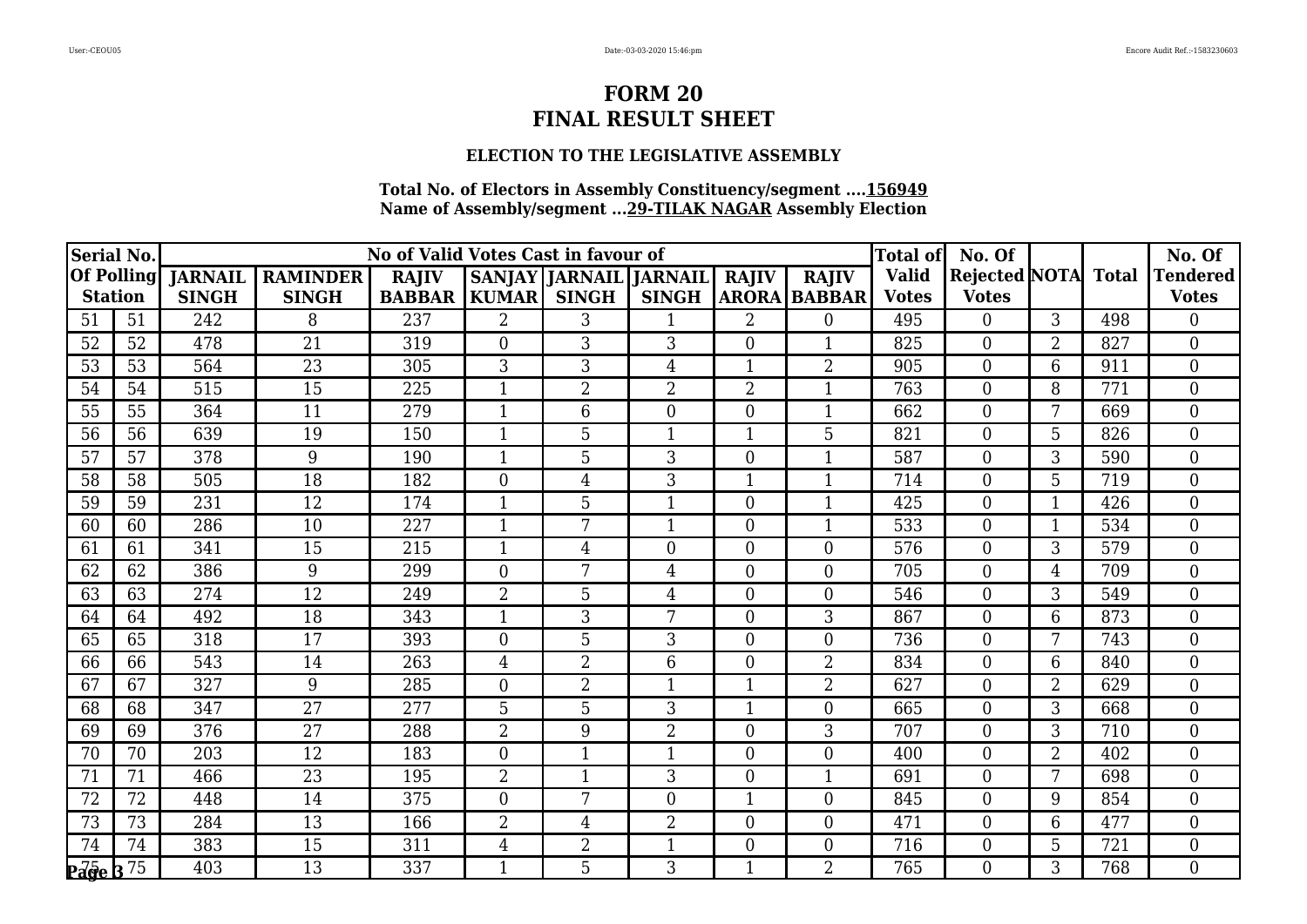# FORM 20
# FINAL RESULT SHEET

### ELECTION TO THE LEGISLATIVE ASSEMBLY

**Total No. of Electors in Assembly Constituency/segment ....156949**
**Name of Assembly/segment ...29-TILAK NAGAR Assembly Election**

| Serial No. Of Polling Station | | No of Valid Votes Cast in favour of | | | | | | | | Total of Valid Votes | No. Of Rejected Votes | NOTA | Total | No. Of Tendered Votes |
|---|---|---|---|---|---|---|---|---|---|---|---|---|---|---|
| | | JARNAIL SINGH | RAMINDER SINGH | RAJIV BABBAR | SANJAY KUMAR | JARNAIL SINGH | JARNAIL SINGH | RAJIV ARORA | RAJIV BABBAR | | | | | |
| 51 | 51 | 242 | 8 | 237 | 2 | 3 | 1 | 2 | 0 | 495 | 0 | 3 | 498 | 0 |
| 52 | 52 | 478 | 21 | 319 | 0 | 3 | 3 | 0 | 1 | 825 | 0 | 2 | 827 | 0 |
| 53 | 53 | 564 | 23 | 305 | 3 | 3 | 4 | 1 | 2 | 905 | 0 | 6 | 911 | 0 |
| 54 | 54 | 515 | 15 | 225 | 1 | 2 | 2 | 2 | 1 | 763 | 0 | 8 | 771 | 0 |
| 55 | 55 | 364 | 11 | 279 | 1 | 6 | 0 | 0 | 1 | 662 | 0 | 7 | 669 | 0 |
| 56 | 56 | 639 | 19 | 150 | 1 | 5 | 1 | 1 | 5 | 821 | 0 | 5 | 826 | 0 |
| 57 | 57 | 378 | 9 | 190 | 1 | 5 | 3 | 0 | 1 | 587 | 0 | 3 | 590 | 0 |
| 58 | 58 | 505 | 18 | 182 | 0 | 4 | 3 | 1 | 1 | 714 | 0 | 5 | 719 | 0 |
| 59 | 59 | 231 | 12 | 174 | 1 | 5 | 1 | 0 | 1 | 425 | 0 | 1 | 426 | 0 |
| 60 | 60 | 286 | 10 | 227 | 1 | 7 | 1 | 0 | 1 | 533 | 0 | 1 | 534 | 0 |
| 61 | 61 | 341 | 15 | 215 | 1 | 4 | 0 | 0 | 0 | 576 | 0 | 3 | 579 | 0 |
| 62 | 62 | 386 | 9 | 299 | 0 | 7 | 4 | 0 | 0 | 705 | 0 | 4 | 709 | 0 |
| 63 | 63 | 274 | 12 | 249 | 2 | 5 | 4 | 0 | 0 | 546 | 0 | 3 | 549 | 0 |
| 64 | 64 | 492 | 18 | 343 | 1 | 3 | 7 | 0 | 3 | 867 | 0 | 6 | 873 | 0 |
| 65 | 65 | 318 | 17 | 393 | 0 | 5 | 3 | 0 | 0 | 736 | 0 | 7 | 743 | 0 |
| 66 | 66 | 543 | 14 | 263 | 4 | 2 | 6 | 0 | 2 | 834 | 0 | 6 | 840 | 0 |
| 67 | 67 | 327 | 9 | 285 | 0 | 2 | 1 | 1 | 2 | 627 | 0 | 2 | 629 | 0 |
| 68 | 68 | 347 | 27 | 277 | 5 | 5 | 3 | 1 | 0 | 665 | 0 | 3 | 668 | 0 |
| 69 | 69 | 376 | 27 | 288 | 2 | 9 | 2 | 0 | 3 | 707 | 0 | 3 | 710 | 0 |
| 70 | 70 | 203 | 12 | 183 | 0 | 1 | 1 | 0 | 0 | 400 | 0 | 2 | 402 | 0 |
| 71 | 71 | 466 | 23 | 195 | 2 | 1 | 3 | 0 | 1 | 691 | 0 | 7 | 698 | 0 |
| 72 | 72 | 448 | 14 | 375 | 0 | 7 | 0 | 1 | 0 | 845 | 0 | 9 | 854 | 0 |
| 73 | 73 | 284 | 13 | 166 | 2 | 4 | 2 | 0 | 0 | 471 | 0 | 6 | 477 | 0 |
| 74 | 74 | 383 | 15 | 311 | 4 | 2 | 1 | 0 | 0 | 716 | 0 | 5 | 721 | 0 |
| 75 | 75 | 403 | 13 | 337 | 1 | 5 | 3 | 1 | 2 | 765 | 0 | 3 | 768 | 0 |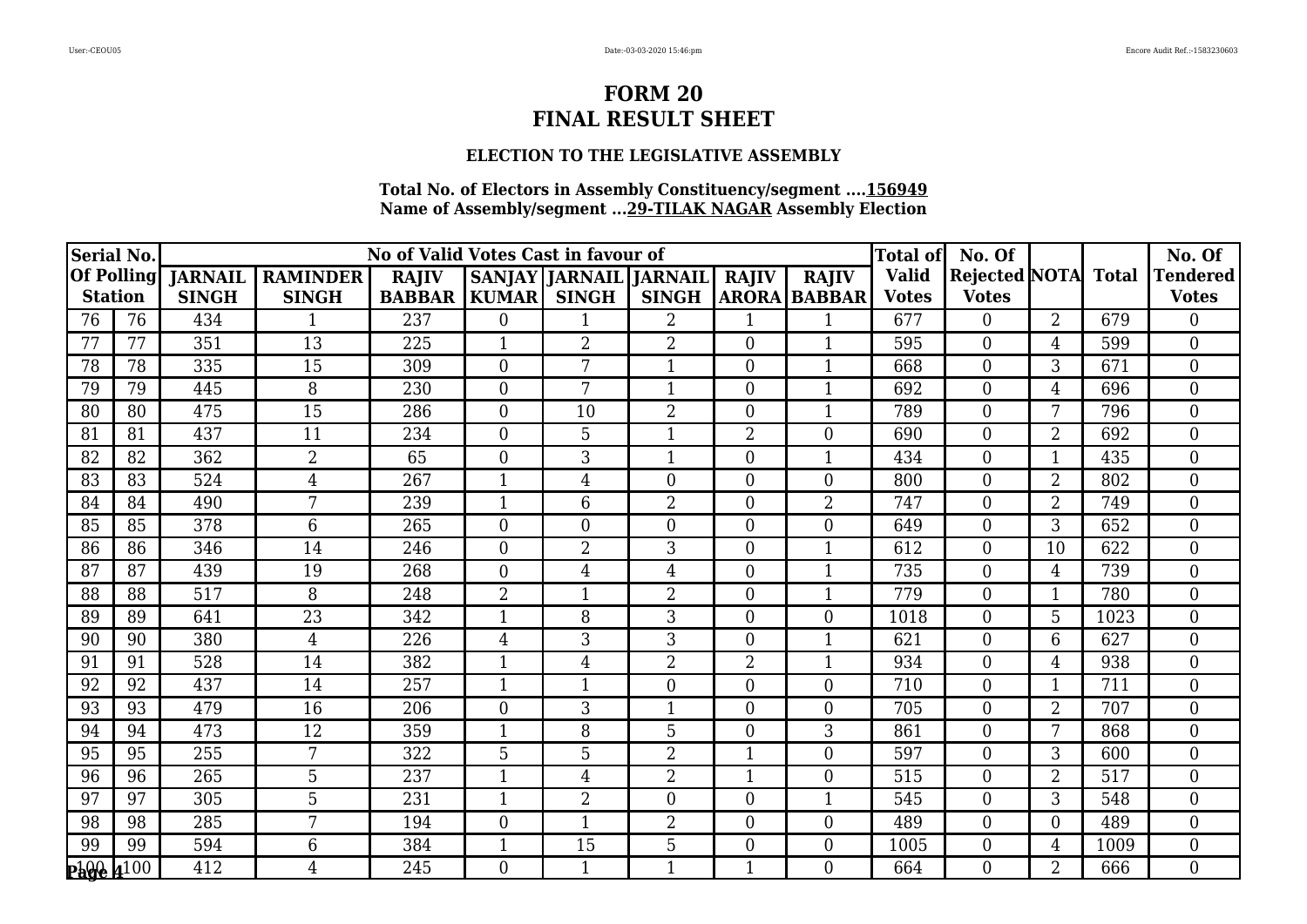# FORM 20
# FINAL RESULT SHEET

### ELECTION TO THE LEGISLATIVE ASSEMBLY

**Total No. of Electors in Assembly Constituency/segment ....156949**
**Name of Assembly/segment ...29-TILAK NAGAR Assembly Election**

| Serial No. Of Polling Station | | No of Valid Votes Cast in favour of | | | | | | | | Total of Valid Votes | No. Of Rejected Votes | NOTA | Total | No. Of Tendered Votes |
|---|---|---|---|---|---|---|---|---|---|---|---|---|---|---|
| | | JARNAIL SINGH | RAMINDER SINGH | RAJIV BABBAR | SANJAY KUMAR | JARNAIL SINGH | JARNAIL SINGH | RAJIV ARORA | RAJIV BABBAR | | | | | |
| 76 | 76 | 434 | 1 | 237 | 0 | 1 | 2 | 1 | 1 | 677 | 0 | 2 | 679 | 0 |
| 77 | 77 | 351 | 13 | 225 | 1 | 2 | 2 | 0 | 1 | 595 | 0 | 4 | 599 | 0 |
| 78 | 78 | 335 | 15 | 309 | 0 | 7 | 1 | 0 | 1 | 668 | 0 | 3 | 671 | 0 |
| 79 | 79 | 445 | 8 | 230 | 0 | 7 | 1 | 0 | 1 | 692 | 0 | 4 | 696 | 0 |
| 80 | 80 | 475 | 15 | 286 | 0 | 10 | 2 | 0 | 1 | 789 | 0 | 7 | 796 | 0 |
| 81 | 81 | 437 | 11 | 234 | 0 | 5 | 1 | 2 | 0 | 690 | 0 | 2 | 692 | 0 |
| 82 | 82 | 362 | 2 | 65 | 0 | 3 | 1 | 0 | 1 | 434 | 0 | 1 | 435 | 0 |
| 83 | 83 | 524 | 4 | 267 | 1 | 4 | 0 | 0 | 0 | 800 | 0 | 2 | 802 | 0 |
| 84 | 84 | 490 | 7 | 239 | 1 | 6 | 2 | 0 | 2 | 747 | 0 | 2 | 749 | 0 |
| 85 | 85 | 378 | 6 | 265 | 0 | 0 | 0 | 0 | 0 | 649 | 0 | 3 | 652 | 0 |
| 86 | 86 | 346 | 14 | 246 | 0 | 2 | 3 | 0 | 1 | 612 | 0 | 10 | 622 | 0 |
| 87 | 87 | 439 | 19 | 268 | 0 | 4 | 4 | 0 | 1 | 735 | 0 | 4 | 739 | 0 |
| 88 | 88 | 517 | 8 | 248 | 2 | 1 | 2 | 0 | 1 | 779 | 0 | 1 | 780 | 0 |
| 89 | 89 | 641 | 23 | 342 | 1 | 8 | 3 | 0 | 0 | 1018 | 0 | 5 | 1023 | 0 |
| 90 | 90 | 380 | 4 | 226 | 4 | 3 | 3 | 0 | 1 | 621 | 0 | 6 | 627 | 0 |
| 91 | 91 | 528 | 14 | 382 | 1 | 4 | 2 | 2 | 1 | 934 | 0 | 4 | 938 | 0 |
| 92 | 92 | 437 | 14 | 257 | 1 | 1 | 0 | 0 | 0 | 710 | 0 | 1 | 711 | 0 |
| 93 | 93 | 479 | 16 | 206 | 0 | 3 | 1 | 0 | 0 | 705 | 0 | 2 | 707 | 0 |
| 94 | 94 | 473 | 12 | 359 | 1 | 8 | 5 | 0 | 3 | 861 | 0 | 7 | 868 | 0 |
| 95 | 95 | 255 | 7 | 322 | 5 | 5 | 2 | 1 | 0 | 597 | 0 | 3 | 600 | 0 |
| 96 | 96 | 265 | 5 | 237 | 1 | 4 | 2 | 1 | 0 | 515 | 0 | 2 | 517 | 0 |
| 97 | 97 | 305 | 5 | 231 | 1 | 2 | 0 | 0 | 1 | 545 | 0 | 3 | 548 | 0 |
| 98 | 98 | 285 | 7 | 194 | 0 | 1 | 2 | 0 | 0 | 489 | 0 | 0 | 489 | 0 |
| 99 | 99 | 594 | 6 | 384 | 1 | 15 | 5 | 0 | 0 | 1005 | 0 | 4 | 1009 | 0 |
| 100 | 100 | 412 | 4 | 245 | 0 | 1 | 1 | 1 | 0 | 664 | 0 | 2 | 666 | 0 |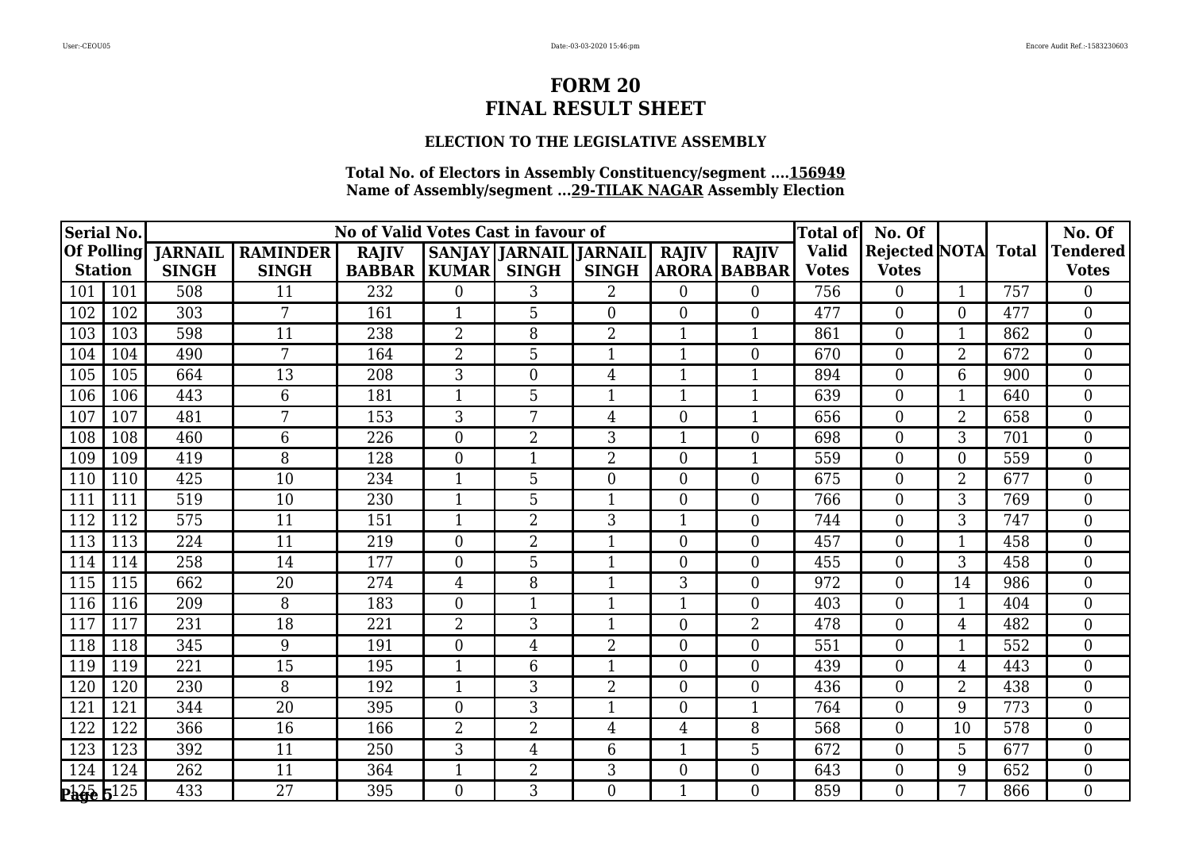# FORM 20
# FINAL RESULT SHEET

### ELECTION TO THE LEGISLATIVE ASSEMBLY

**Total No. of Electors in Assembly Constituency/segment ....156949**
**Name of Assembly/segment ...29-TILAK NAGAR Assembly Election**

| Serial No. Of Polling Station | | No of Valid Votes Cast in favour of | | | | | | | | Total of Valid Votes | No. Of Rejected Votes | NOTA | Total | No. Of Tendered Votes |
|---|---|---|---|---|---|---|---|---|---|---|---|---|---|---|
| | | JARNAIL SINGH | RAMINDER SINGH | RAJIV BABBAR | SANJAY KUMAR | JARNAIL SINGH | JARNAIL SINGH | RAJIV ARORA | RAJIV BABBAR | | | | | |
| 101 | 101 | 508 | 11 | 232 | 0 | 3 | 2 | 0 | 0 | 756 | 0 | 1 | 757 | 0 |
| 102 | 102 | 303 | 7 | 161 | 1 | 5 | 0 | 0 | 0 | 477 | 0 | 0 | 477 | 0 |
| 103 | 103 | 598 | 11 | 238 | 2 | 8 | 2 | 1 | 1 | 861 | 0 | 1 | 862 | 0 |
| 104 | 104 | 490 | 7 | 164 | 2 | 5 | 1 | 1 | 0 | 670 | 0 | 2 | 672 | 0 |
| 105 | 105 | 664 | 13 | 208 | 3 | 0 | 4 | 1 | 1 | 894 | 0 | 6 | 900 | 0 |
| 106 | 106 | 443 | 6 | 181 | 1 | 5 | 1 | 1 | 1 | 639 | 0 | 1 | 640 | 0 |
| 107 | 107 | 481 | 7 | 153 | 3 | 7 | 4 | 0 | 1 | 656 | 0 | 2 | 658 | 0 |
| 108 | 108 | 460 | 6 | 226 | 0 | 2 | 3 | 1 | 0 | 698 | 0 | 3 | 701 | 0 |
| 109 | 109 | 419 | 8 | 128 | 0 | 1 | 2 | 0 | 1 | 559 | 0 | 0 | 559 | 0 |
| 110 | 110 | 425 | 10 | 234 | 1 | 5 | 0 | 0 | 0 | 675 | 0 | 2 | 677 | 0 |
| 111 | 111 | 519 | 10 | 230 | 1 | 5 | 1 | 0 | 0 | 766 | 0 | 3 | 769 | 0 |
| 112 | 112 | 575 | 11 | 151 | 1 | 2 | 3 | 1 | 0 | 744 | 0 | 3 | 747 | 0 |
| 113 | 113 | 224 | 11 | 219 | 0 | 2 | 1 | 0 | 0 | 457 | 0 | 1 | 458 | 0 |
| 114 | 114 | 258 | 14 | 177 | 0 | 5 | 1 | 0 | 0 | 455 | 0 | 3 | 458 | 0 |
| 115 | 115 | 662 | 20 | 274 | 4 | 8 | 1 | 3 | 0 | 972 | 0 | 14 | 986 | 0 |
| 116 | 116 | 209 | 8 | 183 | 0 | 1 | 1 | 1 | 0 | 403 | 0 | 1 | 404 | 0 |
| 117 | 117 | 231 | 18 | 221 | 2 | 3 | 1 | 0 | 2 | 478 | 0 | 4 | 482 | 0 |
| 118 | 118 | 345 | 9 | 191 | 0 | 4 | 2 | 0 | 0 | 551 | 0 | 1 | 552 | 0 |
| 119 | 119 | 221 | 15 | 195 | 1 | 6 | 1 | 0 | 0 | 439 | 0 | 4 | 443 | 0 |
| 120 | 120 | 230 | 8 | 192 | 1 | 3 | 2 | 0 | 0 | 436 | 0 | 2 | 438 | 0 |
| 121 | 121 | 344 | 20 | 395 | 0 | 3 | 1 | 0 | 1 | 764 | 0 | 9 | 773 | 0 |
| 122 | 122 | 366 | 16 | 166 | 2 | 2 | 4 | 4 | 8 | 568 | 0 | 10 | 578 | 0 |
| 123 | 123 | 392 | 11 | 250 | 3 | 4 | 6 | 1 | 5 | 672 | 0 | 5 | 677 | 0 |
| 124 | 124 | 262 | 11 | 364 | 1 | 2 | 3 | 0 | 0 | 643 | 0 | 9 | 652 | 0 |
| 125 | 125 | 433 | 27 | 395 | 0 | 3 | 0 | 1 | 0 | 859 | 0 | 7 | 866 | 0 |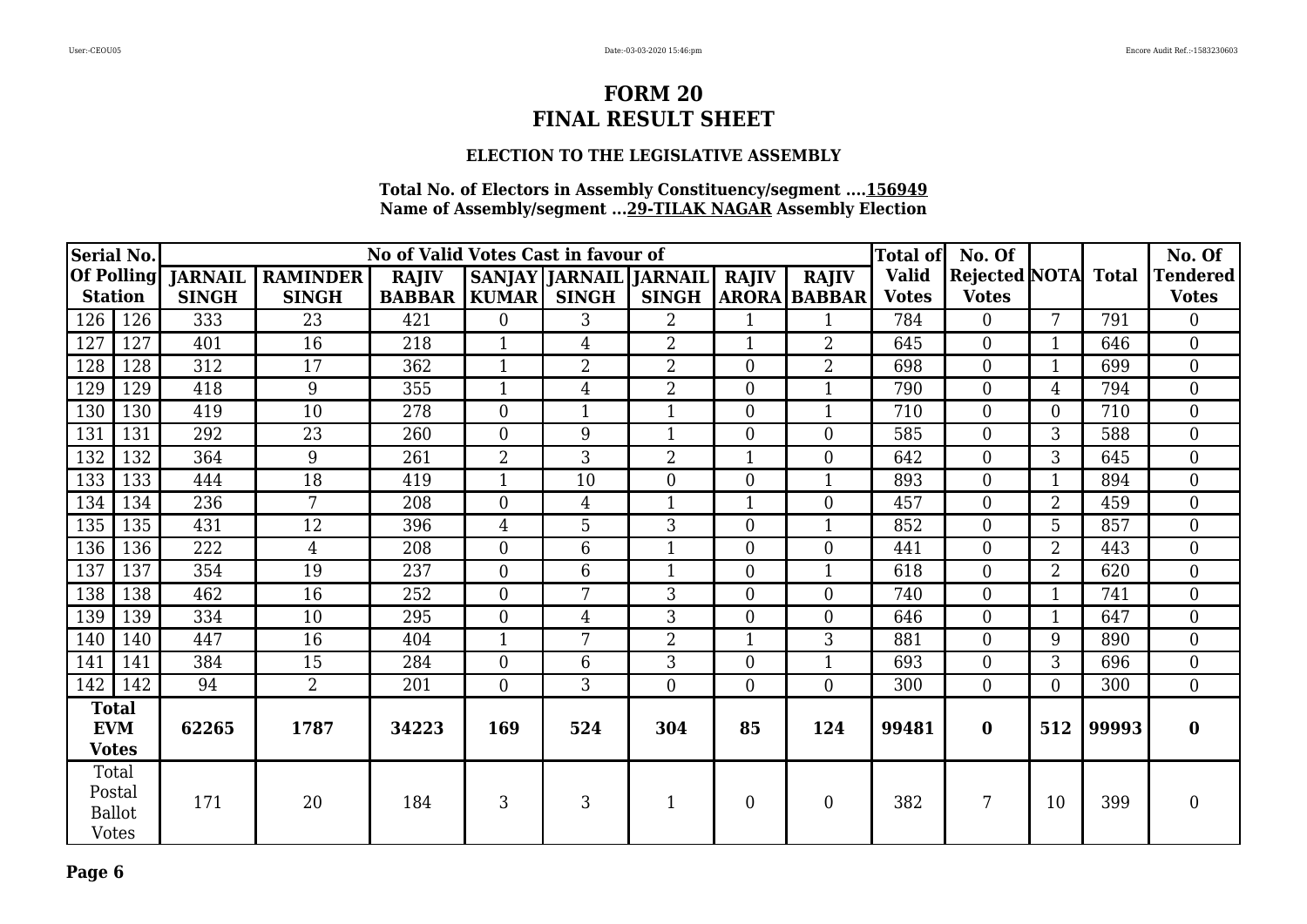# FORM 20
# FINAL RESULT SHEET

### ELECTION TO THE LEGISLATIVE ASSEMBLY

**Total No. of Electors in Assembly Constituency/segment ....156949**
**Name of Assembly/segment ...29-TILAK NAGAR Assembly Election**

| Serial No. Of Polling Station | | No of Valid Votes Cast in favour of | | | | | | | | Total of Valid Votes | No. Of Rejected Votes | NOTA | Total | No. Of Tendered Votes |
|---|---|---|---|---|---|---|---|---|---|---|---|---|---|---|
| | | JARNAIL SINGH | RAMINDER SINGH | RAJIV BABBAR | SANJAY KUMAR | JARNAIL SINGH | JARNAIL SINGH | RAJIV ARORA | RAJIV BABBAR | | | | | |
| 126 | 126 | 333 | 23 | 421 | 0 | 3 | 2 | 1 | 1 | 784 | 0 | 7 | 791 | 0 |
| 127 | 127 | 401 | 16 | 218 | 1 | 4 | 2 | 1 | 2 | 645 | 0 | 1 | 646 | 0 |
| 128 | 128 | 312 | 17 | 362 | 1 | 2 | 2 | 0 | 2 | 698 | 0 | 1 | 699 | 0 |
| 129 | 129 | 418 | 9 | 355 | 1 | 4 | 2 | 0 | 1 | 790 | 0 | 4 | 794 | 0 |
| 130 | 130 | 419 | 10 | 278 | 0 | 1 | 1 | 0 | 1 | 710 | 0 | 0 | 710 | 0 |
| 131 | 131 | 292 | 23 | 260 | 0 | 9 | 1 | 0 | 0 | 585 | 0 | 3 | 588 | 0 |
| 132 | 132 | 364 | 9 | 261 | 2 | 3 | 2 | 1 | 0 | 642 | 0 | 3 | 645 | 0 |
| 133 | 133 | 444 | 18 | 419 | 1 | 10 | 0 | 0 | 1 | 893 | 0 | 1 | 894 | 0 |
| 134 | 134 | 236 | 7 | 208 | 0 | 4 | 1 | 1 | 0 | 457 | 0 | 2 | 459 | 0 |
| 135 | 135 | 431 | 12 | 396 | 4 | 5 | 3 | 0 | 1 | 852 | 0 | 5 | 857 | 0 |
| 136 | 136 | 222 | 4 | 208 | 0 | 6 | 1 | 0 | 0 | 441 | 0 | 2 | 443 | 0 |
| 137 | 137 | 354 | 19 | 237 | 0 | 6 | 1 | 0 | 1 | 618 | 0 | 2 | 620 | 0 |
| 138 | 138 | 462 | 16 | 252 | 0 | 7 | 3 | 0 | 0 | 740 | 0 | 1 | 741 | 0 |
| 139 | 139 | 334 | 10 | 295 | 0 | 4 | 3 | 0 | 0 | 646 | 0 | 1 | 647 | 0 |
| 140 | 140 | 447 | 16 | 404 | 1 | 7 | 2 | 1 | 3 | 881 | 0 | 9 | 890 | 0 |
| 141 | 141 | 384 | 15 | 284 | 0 | 6 | 3 | 0 | 1 | 693 | 0 | 3 | 696 | 0 |
| 142 | 142 | 94 | 2 | 201 | 0 | 3 | 0 | 0 | 0 | 300 | 0 | 0 | 300 | 0 |
| **Total EVM Votes** | | **62265** | **1787** | **34223** | **169** | **524** | **304** | **85** | **124** | **99481** | **0** | **512** | **99993** | **0** |
| Total Postal Ballot Votes | | 171 | 20 | 184 | 3 | 3 | 1 | 0 | 0 | 382 | 7 | 10 | 399 | 0 |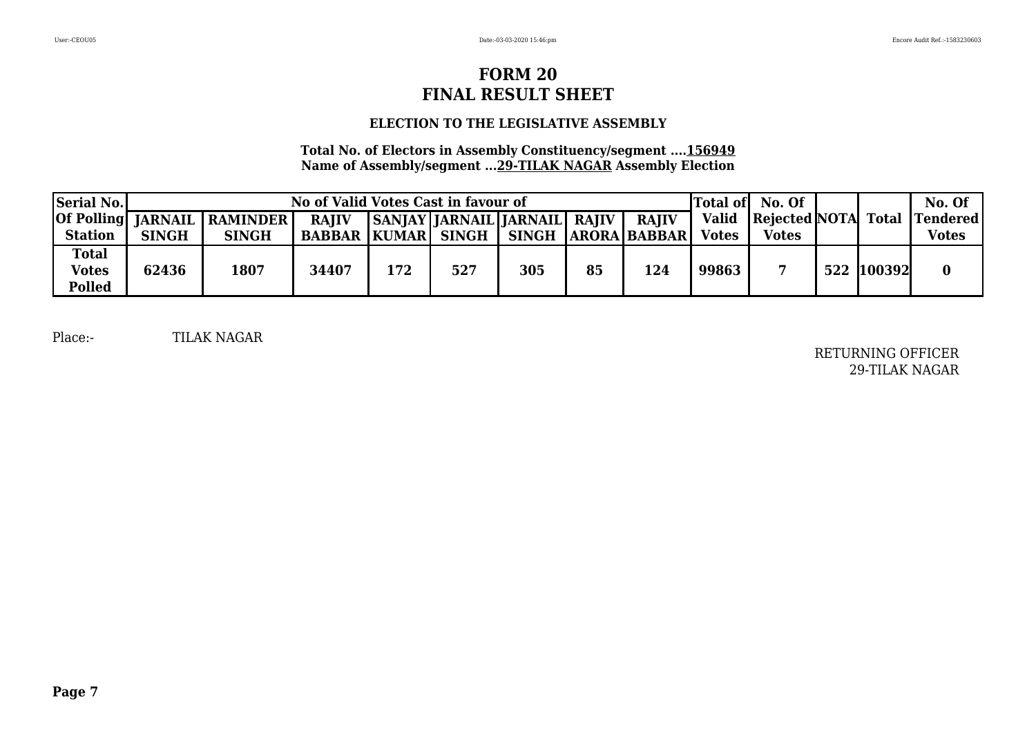# FORM 20
# FINAL RESULT SHEET

### ELECTION TO THE LEGISLATIVE ASSEMBLY

**Total No. of Electors in Assembly Constituency/segment ....156949**
**Name of Assembly/segment ...29-TILAK NAGAR Assembly Election**

| Serial No. Of Polling Station | No of Valid Votes Cast in favour of | | | | | | | | Total of Valid Votes | No. Of Rejected Votes | NOTA | Total | No. Of Tendered Votes |
|---|---|---|---|---|---|---|---|---|---|---|---|---|---|
| | JARNAIL SINGH | RAMINDER SINGH | RAJIV BABBAR | SANJAY KUMAR | JARNAIL SINGH | JARNAIL SINGH | RAJIV ARORA | RAJIV BABBAR | | | | | |
| **Total Votes Polled** | **62436** | **1807** | **34407** | **172** | **527** | **305** | **85** | **124** | **99863** | **7** | **522** | **100392** | **0** |

Place:- TILAK NAGAR

RETURNING OFFICER
29-TILAK NAGAR